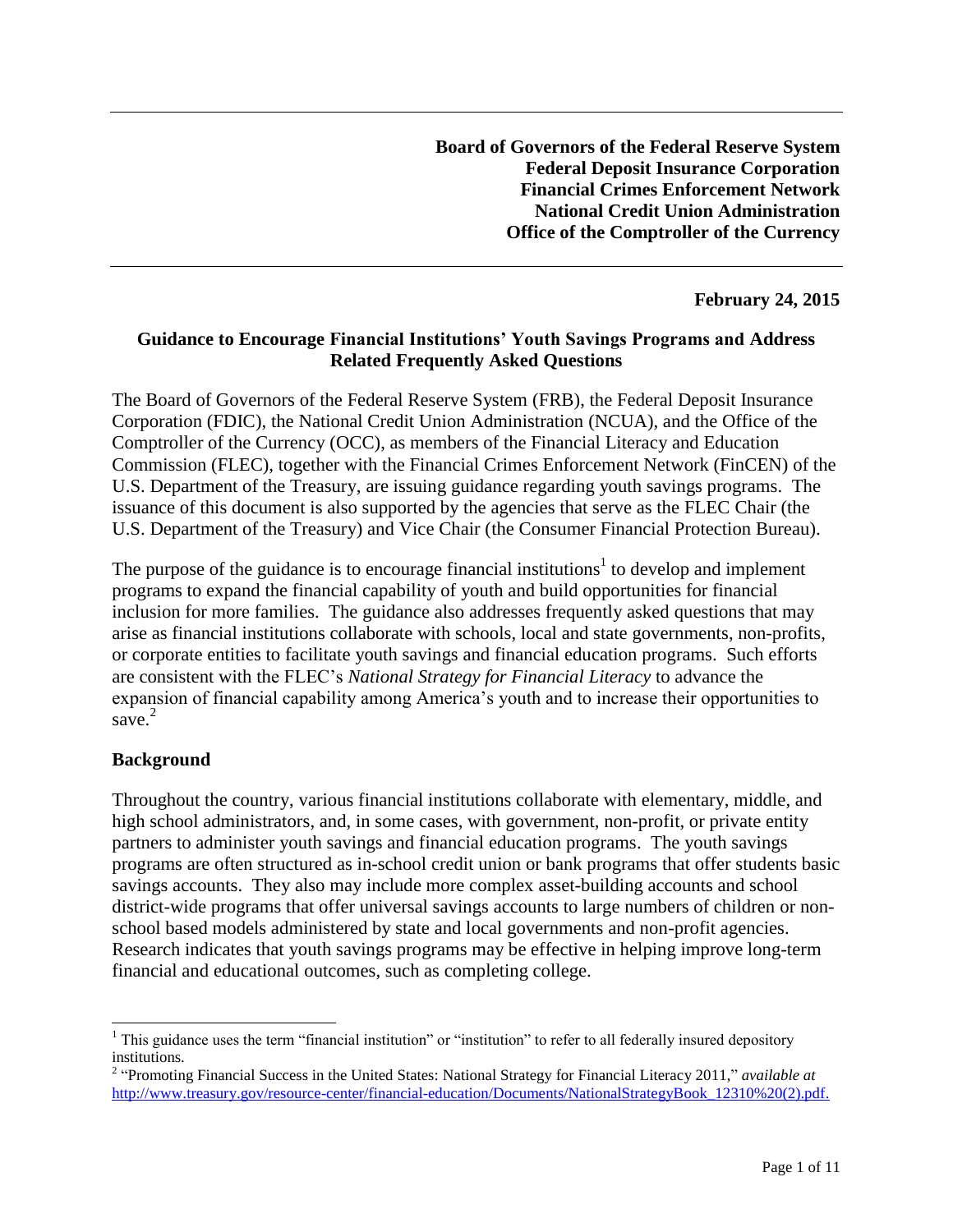**Board of Governors of the Federal Reserve System**
**Federal Deposit Insurance Corporation**
**Financial Crimes Enforcement Network**
**National Credit Union Administration**
**Office of the Comptroller of the Currency**

**February 24, 2015**

## Guidance to Encourage Financial Institutions' Youth Savings Programs and Address Related Frequently Asked Questions

The Board of Governors of the Federal Reserve System (FRB), the Federal Deposit Insurance Corporation (FDIC), the National Credit Union Administration (NCUA), and the Office of the Comptroller of the Currency (OCC), as members of the Financial Literacy and Education Commission (FLEC), together with the Financial Crimes Enforcement Network (FinCEN) of the U.S. Department of the Treasury, are issuing guidance regarding youth savings programs. The issuance of this document is also supported by the agencies that serve as the FLEC Chair (the U.S. Department of the Treasury) and Vice Chair (the Consumer Financial Protection Bureau).

The purpose of the guidance is to encourage financial institutions[1] to develop and implement programs to expand the financial capability of youth and build opportunities for financial inclusion for more families. The guidance also addresses frequently asked questions that may arise as financial institutions collaborate with schools, local and state governments, non-profits, or corporate entities to facilitate youth savings and financial education programs. Such efforts are consistent with the FLEC's *National Strategy for Financial Literacy* to advance the expansion of financial capability among America's youth and to increase their opportunities to save.[2]

### Background

Throughout the country, various financial institutions collaborate with elementary, middle, and high school administrators, and, in some cases, with government, non-profit, or private entity partners to administer youth savings and financial education programs. The youth savings programs are often structured as in-school credit union or bank programs that offer students basic savings accounts. They also may include more complex asset-building accounts and school district-wide programs that offer universal savings accounts to large numbers of children or non-school based models administered by state and local governments and non-profit agencies. Research indicates that youth savings programs may be effective in helping improve long-term financial and educational outcomes, such as completing college.

---

[1] This guidance uses the term "financial institution" or "institution" to refer to all federally insured depository institutions.

[2] "Promoting Financial Success in the United States: National Strategy for Financial Literacy 2011," *available at* http://www.treasury.gov/resource-center/financial-education/Documents/NationalStrategyBook_12310%20(2).pdf.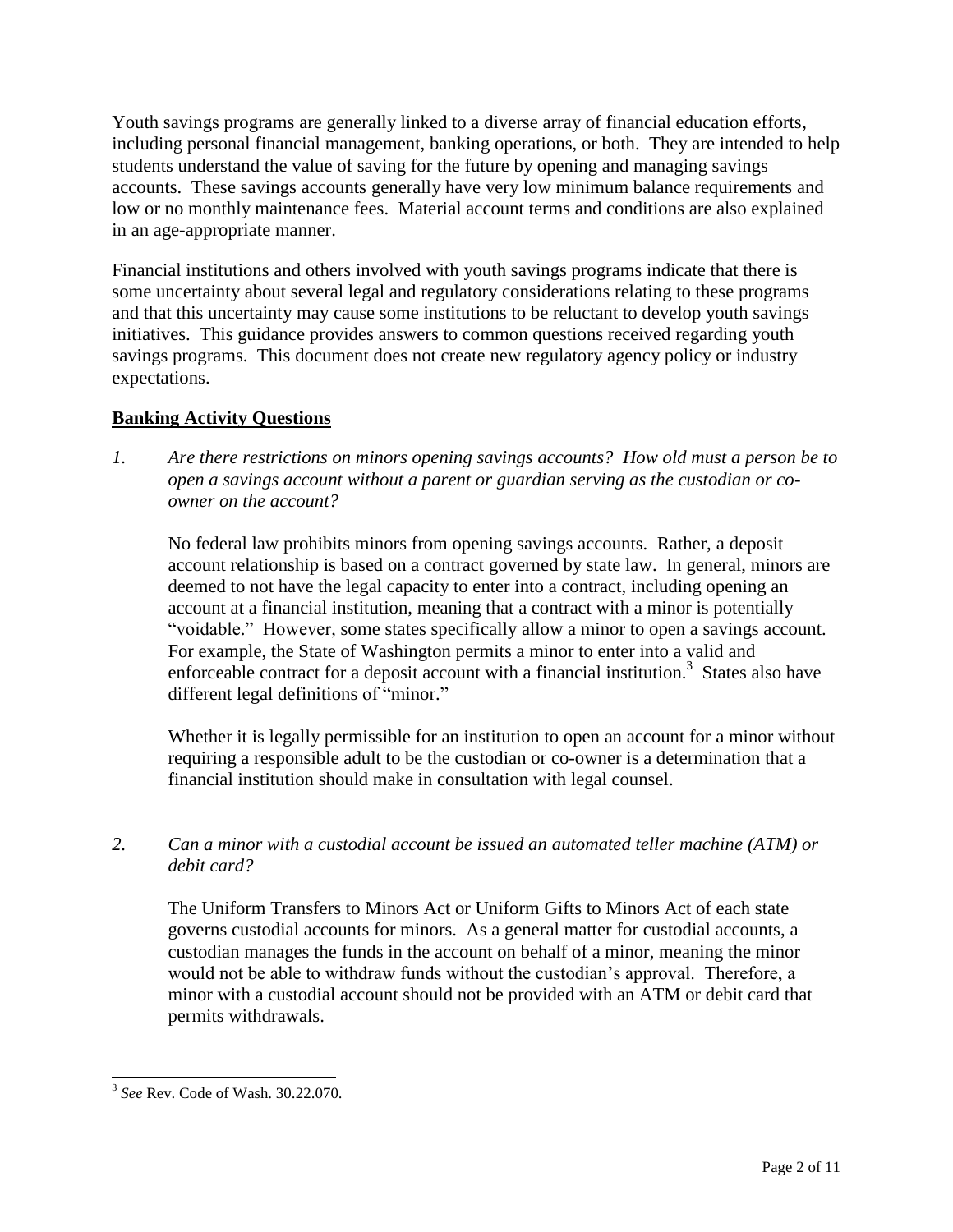Youth savings programs are generally linked to a diverse array of financial education efforts, including personal financial management, banking operations, or both. They are intended to help students understand the value of saving for the future by opening and managing savings accounts. These savings accounts generally have very low minimum balance requirements and low or no monthly maintenance fees. Material account terms and conditions are also explained in an age-appropriate manner.

Financial institutions and others involved with youth savings programs indicate that there is some uncertainty about several legal and regulatory considerations relating to these programs and that this uncertainty may cause some institutions to be reluctant to develop youth savings initiatives. This guidance provides answers to common questions received regarding youth savings programs. This document does not create new regulatory agency policy or industry expectations.

## **Banking Activity Questions**

*1. Are there restrictions on minors opening savings accounts? How old must a person be to open a savings account without a parent or guardian serving as the custodian or co-owner on the account?*

No federal law prohibits minors from opening savings accounts. Rather, a deposit account relationship is based on a contract governed by state law. In general, minors are deemed to not have the legal capacity to enter into a contract, including opening an account at a financial institution, meaning that a contract with a minor is potentially "voidable." However, some states specifically allow a minor to open a savings account. For example, the State of Washington permits a minor to enter into a valid and enforceable contract for a deposit account with a financial institution.[3] States also have different legal definitions of "minor."

Whether it is legally permissible for an institution to open an account for a minor without requiring a responsible adult to be the custodian or co-owner is a determination that a financial institution should make in consultation with legal counsel.

*2. Can a minor with a custodial account be issued an automated teller machine (ATM) or debit card?*

The Uniform Transfers to Minors Act or Uniform Gifts to Minors Act of each state governs custodial accounts for minors. As a general matter for custodial accounts, a custodian manages the funds in the account on behalf of a minor, meaning the minor would not be able to withdraw funds without the custodian's approval. Therefore, a minor with a custodial account should not be provided with an ATM or debit card that permits withdrawals.

---

[3] *See* Rev. Code of Wash. 30.22.070.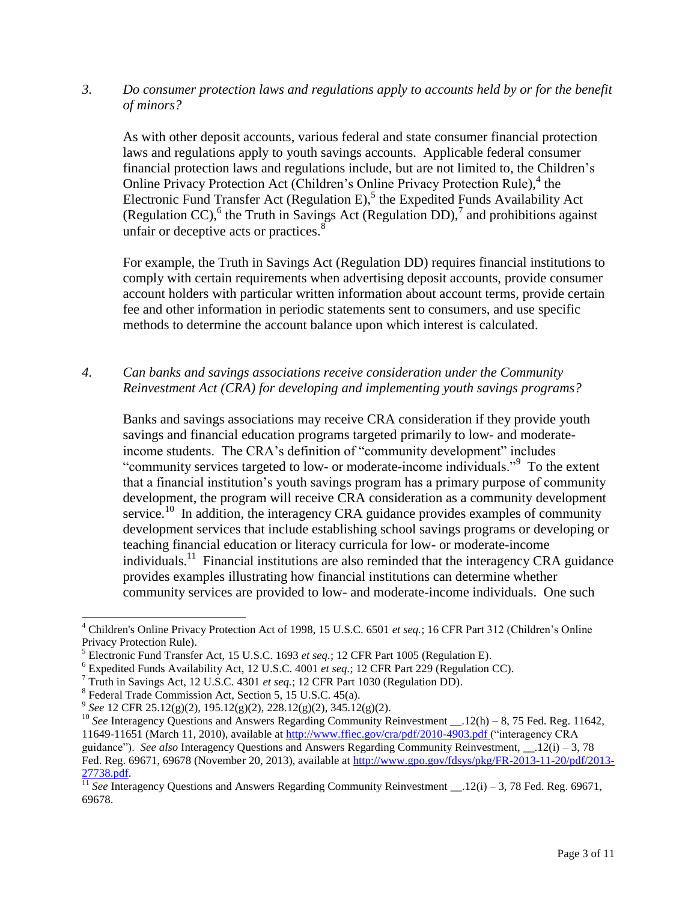*3. Do consumer protection laws and regulations apply to accounts held by or for the benefit of minors?*

As with other deposit accounts, various federal and state consumer financial protection laws and regulations apply to youth savings accounts. Applicable federal consumer financial protection laws and regulations include, but are not limited to, the Children's Online Privacy Protection Act (Children's Online Privacy Protection Rule),[4] the Electronic Fund Transfer Act (Regulation E),[5] the Expedited Funds Availability Act (Regulation CC),[6] the Truth in Savings Act (Regulation DD),[7] and prohibitions against unfair or deceptive acts or practices.[8]

For example, the Truth in Savings Act (Regulation DD) requires financial institutions to comply with certain requirements when advertising deposit accounts, provide consumer account holders with particular written information about account terms, provide certain fee and other information in periodic statements sent to consumers, and use specific methods to determine the account balance upon which interest is calculated.

*4. Can banks and savings associations receive consideration under the Community Reinvestment Act (CRA) for developing and implementing youth savings programs?*

Banks and savings associations may receive CRA consideration if they provide youth savings and financial education programs targeted primarily to low- and moderate-income students. The CRA's definition of "community development" includes "community services targeted to low- or moderate-income individuals."[9] To the extent that a financial institution's youth savings program has a primary purpose of community development, the program will receive CRA consideration as a community development service.[10] In addition, the interagency CRA guidance provides examples of community development services that include establishing school savings programs or developing or teaching financial education or literacy curricula for low- or moderate-income individuals.[11] Financial institutions are also reminded that the interagency CRA guidance provides examples illustrating how financial institutions can determine whether community services are provided to low- and moderate-income individuals. One such

---

[4] Children's Online Privacy Protection Act of 1998, 15 U.S.C. 6501 *et seq.*; 16 CFR Part 312 (Children's Online Privacy Protection Rule).

[5] Electronic Fund Transfer Act, 15 U.S.C. 1693 *et seq.*; 12 CFR Part 1005 (Regulation E).

[6] Expedited Funds Availability Act, 12 U.S.C. 4001 *et seq.*; 12 CFR Part 229 (Regulation CC).

[7] Truth in Savings Act, 12 U.S.C. 4301 *et seq.*; 12 CFR Part 1030 (Regulation DD).

[8] Federal Trade Commission Act, Section 5, 15 U.S.C. 45(a).

[9] *See* 12 CFR 25.12(g)(2), 195.12(g)(2), 228.12(g)(2), 345.12(g)(2).

[10] *See* Interagency Questions and Answers Regarding Community Reinvestment __.12(h) – 8, 75 Fed. Reg. 11642, 11649-11651 (March 11, 2010), available at http://www.ffiec.gov/cra/pdf/2010-4903.pdf ("interagency CRA guidance"). *See also* Interagency Questions and Answers Regarding Community Reinvestment, __.12(i) – 3, 78 Fed. Reg. 69671, 69678 (November 20, 2013), available at http://www.gpo.gov/fdsys/pkg/FR-2013-11-20/pdf/2013-27738.pdf.

[11] *See* Interagency Questions and Answers Regarding Community Reinvestment __.12(i) – 3, 78 Fed. Reg. 69671, 69678.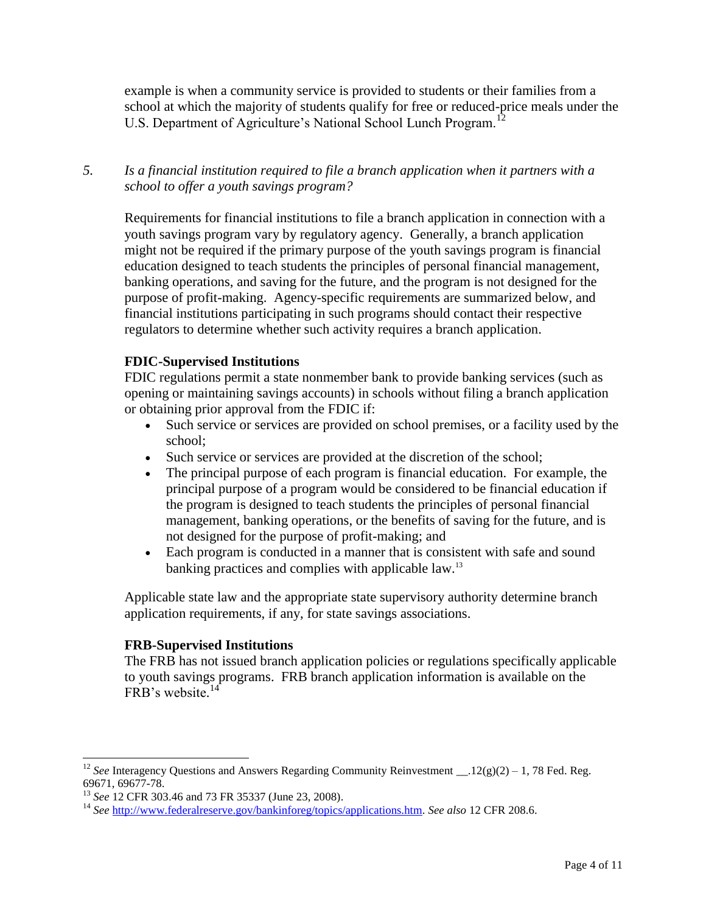example is when a community service is provided to students or their families from a school at which the majority of students qualify for free or reduced-price meals under the U.S. Department of Agriculture's National School Lunch Program.[12]

5. *Is a financial institution required to file a branch application when it partners with a school to offer a youth savings program?*

Requirements for financial institutions to file a branch application in connection with a youth savings program vary by regulatory agency. Generally, a branch application might not be required if the primary purpose of the youth savings program is financial education designed to teach students the principles of personal financial management, banking operations, and saving for the future, and the program is not designed for the purpose of profit-making. Agency-specific requirements are summarized below, and financial institutions participating in such programs should contact their respective regulators to determine whether such activity requires a branch application.

**FDIC-Supervised Institutions**

FDIC regulations permit a state nonmember bank to provide banking services (such as opening or maintaining savings accounts) in schools without filing a branch application or obtaining prior approval from the FDIC if:

- Such service or services are provided on school premises, or a facility used by the school;
- Such service or services are provided at the discretion of the school;
- The principal purpose of each program is financial education. For example, the principal purpose of a program would be considered to be financial education if the program is designed to teach students the principles of personal financial management, banking operations, or the benefits of saving for the future, and is not designed for the purpose of profit-making; and
- Each program is conducted in a manner that is consistent with safe and sound banking practices and complies with applicable law.[13]

Applicable state law and the appropriate state supervisory authority determine branch application requirements, if any, for state savings associations.

**FRB-Supervised Institutions**

The FRB has not issued branch application policies or regulations specifically applicable to youth savings programs. FRB branch application information is available on the FRB's website.[14]

---

[12] *See* Interagency Questions and Answers Regarding Community Reinvestment __.12(g)(2) – 1, 78 Fed. Reg. 69671, 69677-78.

[13] *See* 12 CFR 303.46 and 73 FR 35337 (June 23, 2008).

[14] *See* http://www.federalreserve.gov/bankinforeg/topics/applications.htm. *See also* 12 CFR 208.6.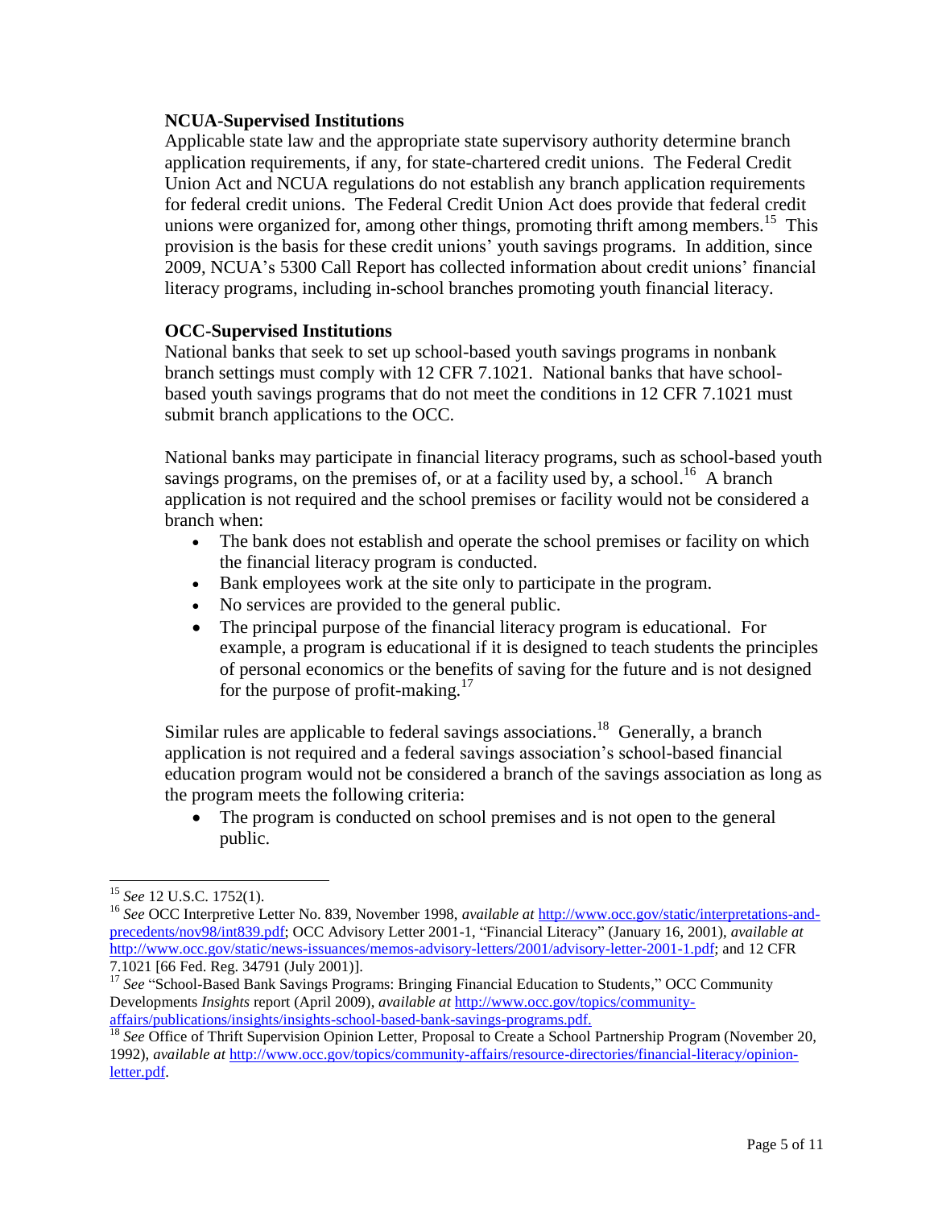### NCUA-Supervised Institutions

Applicable state law and the appropriate state supervisory authority determine branch application requirements, if any, for state-chartered credit unions. The Federal Credit Union Act and NCUA regulations do not establish any branch application requirements for federal credit unions. The Federal Credit Union Act does provide that federal credit unions were organized for, among other things, promoting thrift among members.[15] This provision is the basis for these credit unions' youth savings programs. In addition, since 2009, NCUA's 5300 Call Report has collected information about credit unions' financial literacy programs, including in-school branches promoting youth financial literacy.

### OCC-Supervised Institutions

National banks that seek to set up school-based youth savings programs in nonbank branch settings must comply with 12 CFR 7.1021. National banks that have school-based youth savings programs that do not meet the conditions in 12 CFR 7.1021 must submit branch applications to the OCC.

National banks may participate in financial literacy programs, such as school-based youth savings programs, on the premises of, or at a facility used by, a school.[16] A branch application is not required and the school premises or facility would not be considered a branch when:

- The bank does not establish and operate the school premises or facility on which the financial literacy program is conducted.
- Bank employees work at the site only to participate in the program.
- No services are provided to the general public.
- The principal purpose of the financial literacy program is educational. For example, a program is educational if it is designed to teach students the principles of personal economics or the benefits of saving for the future and is not designed for the purpose of profit-making.[17]

Similar rules are applicable to federal savings associations.[18] Generally, a branch application is not required and a federal savings association's school-based financial education program would not be considered a branch of the savings association as long as the program meets the following criteria:

- The program is conducted on school premises and is not open to the general public.

---

[15] *See* 12 U.S.C. 1752(1).

[16] *See* OCC Interpretive Letter No. 839, November 1998, *available at* http://www.occ.gov/static/interpretations-and-precedents/nov98/int839.pdf; OCC Advisory Letter 2001-1, "Financial Literacy" (January 16, 2001), *available at* http://www.occ.gov/static/news-issuances/memos-advisory-letters/2001/advisory-letter-2001-1.pdf; and 12 CFR 7.1021 [66 Fed. Reg. 34791 (July 2001)].

[17] *See* "School-Based Bank Savings Programs: Bringing Financial Education to Students," OCC Community Developments *Insights* report (April 2009), *available at* http://www.occ.gov/topics/community-affairs/publications/insights/insights-school-based-bank-savings-programs.pdf.

[18] *See* Office of Thrift Supervision Opinion Letter, Proposal to Create a School Partnership Program (November 20, 1992), *available at* http://www.occ.gov/topics/community-affairs/resource-directories/financial-literacy/opinion-letter.pdf.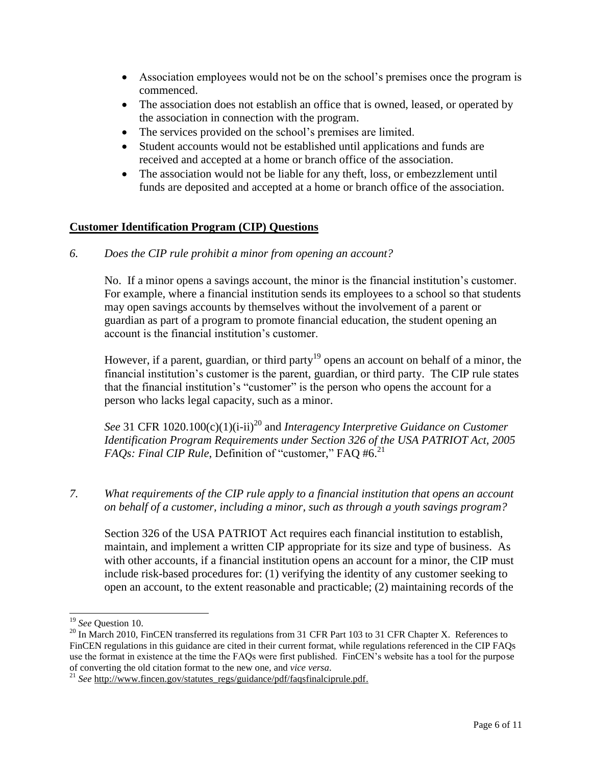- Association employees would not be on the school's premises once the program is commenced.
- The association does not establish an office that is owned, leased, or operated by the association in connection with the program.
- The services provided on the school's premises are limited.
- Student accounts would not be established until applications and funds are received and accepted at a home or branch office of the association.
- The association would not be liable for any theft, loss, or embezzlement until funds are deposited and accepted at a home or branch office of the association.

## **Customer Identification Program (CIP) Questions**

*6. Does the CIP rule prohibit a minor from opening an account?*

No. If a minor opens a savings account, the minor is the financial institution's customer. For example, where a financial institution sends its employees to a school so that students may open savings accounts by themselves without the involvement of a parent or guardian as part of a program to promote financial education, the student opening an account is the financial institution's customer.

However, if a parent, guardian, or third party[19] opens an account on behalf of a minor, the financial institution's customer is the parent, guardian, or third party. The CIP rule states that the financial institution's "customer" is the person who opens the account for a person who lacks legal capacity, such as a minor.

*See* 31 CFR 1020.100(c)(1)(i-ii)[20] and *Interagency Interpretive Guidance on Customer Identification Program Requirements under Section 326 of the USA PATRIOT Act, 2005 FAQs: Final CIP Rule*, Definition of "customer," FAQ #6.[21]

*7. What requirements of the CIP rule apply to a financial institution that opens an account on behalf of a customer, including a minor, such as through a youth savings program?*

Section 326 of the USA PATRIOT Act requires each financial institution to establish, maintain, and implement a written CIP appropriate for its size and type of business. As with other accounts, if a financial institution opens an account for a minor, the CIP must include risk-based procedures for: (1) verifying the identity of any customer seeking to open an account, to the extent reasonable and practicable; (2) maintaining records of the

---

[19] *See* Question 10.

[20] In March 2010, FinCEN transferred its regulations from 31 CFR Part 103 to 31 CFR Chapter X. References to FinCEN regulations in this guidance are cited in their current format, while regulations referenced in the CIP FAQs use the format in existence at the time the FAQs were first published. FinCEN's website has a tool for the purpose of converting the old citation format to the new one, and *vice versa*.

[21] *See* http://www.fincen.gov/statutes_regs/guidance/pdf/faqsfinalciprule.pdf.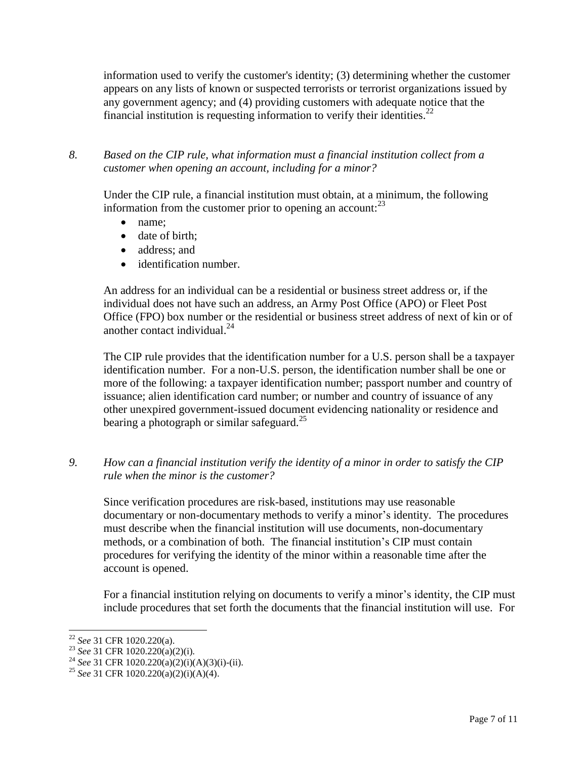information used to verify the customer's identity; (3) determining whether the customer appears on any lists of known or suspected terrorists or terrorist organizations issued by any government agency; and (4) providing customers with adequate notice that the financial institution is requesting information to verify their identities.[22]

*8. Based on the CIP rule, what information must a financial institution collect from a customer when opening an account, including for a minor?*

Under the CIP rule, a financial institution must obtain, at a minimum, the following information from the customer prior to opening an account:[23]

- name;
- date of birth;
- address; and
- identification number.

An address for an individual can be a residential or business street address or, if the individual does not have such an address, an Army Post Office (APO) or Fleet Post Office (FPO) box number or the residential or business street address of next of kin or of another contact individual.[24]

The CIP rule provides that the identification number for a U.S. person shall be a taxpayer identification number. For a non-U.S. person, the identification number shall be one or more of the following: a taxpayer identification number; passport number and country of issuance; alien identification card number; or number and country of issuance of any other unexpired government-issued document evidencing nationality or residence and bearing a photograph or similar safeguard.[25]

*9. How can a financial institution verify the identity of a minor in order to satisfy the CIP rule when the minor is the customer?*

Since verification procedures are risk-based, institutions may use reasonable documentary or non-documentary methods to verify a minor's identity. The procedures must describe when the financial institution will use documents, non-documentary methods, or a combination of both. The financial institution's CIP must contain procedures for verifying the identity of the minor within a reasonable time after the account is opened.

For a financial institution relying on documents to verify a minor's identity, the CIP must include procedures that set forth the documents that the financial institution will use. For

---

[22] *See* 31 CFR 1020.220(a).

[23] *See* 31 CFR 1020.220(a)(2)(i).

[24] *See* 31 CFR 1020.220(a)(2)(i)(A)(3)(i)-(ii).

[25] *See* 31 CFR 1020.220(a)(2)(i)(A)(4).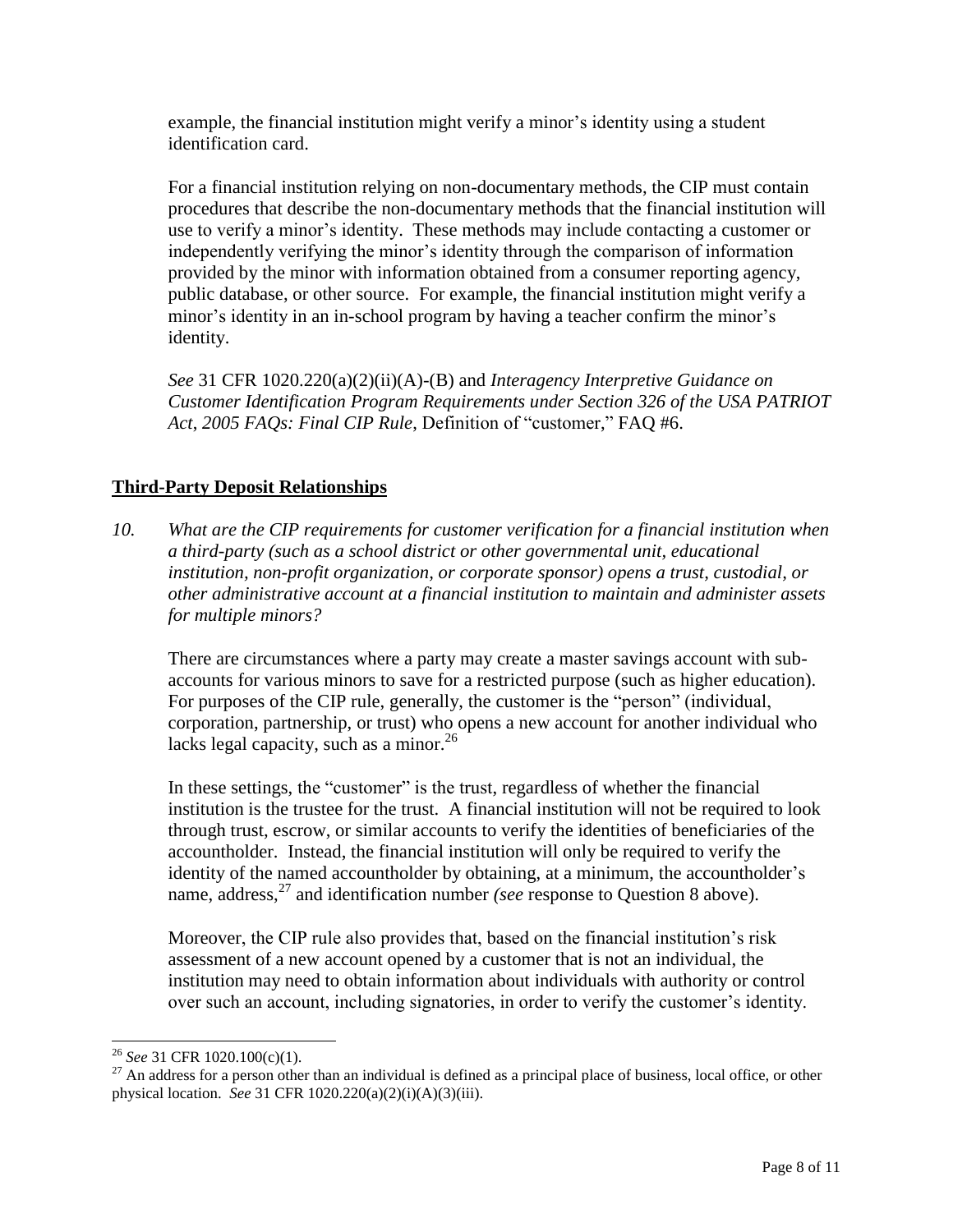example, the financial institution might verify a minor's identity using a student identification card.

For a financial institution relying on non-documentary methods, the CIP must contain procedures that describe the non-documentary methods that the financial institution will use to verify a minor's identity. These methods may include contacting a customer or independently verifying the minor's identity through the comparison of information provided by the minor with information obtained from a consumer reporting agency, public database, or other source. For example, the financial institution might verify a minor's identity in an in-school program by having a teacher confirm the minor's identity.

*See* 31 CFR 1020.220(a)(2)(ii)(A)-(B) and *Interagency Interpretive Guidance on Customer Identification Program Requirements under Section 326 of the USA PATRIOT Act, 2005 FAQs: Final CIP Rule*, Definition of "customer," FAQ #6.

## Third-Party Deposit Relationships

*10. What are the CIP requirements for customer verification for a financial institution when a third-party (such as a school district or other governmental unit, educational institution, non-profit organization, or corporate sponsor) opens a trust, custodial, or other administrative account at a financial institution to maintain and administer assets for multiple minors?*

There are circumstances where a party may create a master savings account with sub-accounts for various minors to save for a restricted purpose (such as higher education). For purposes of the CIP rule, generally, the customer is the "person" (individual, corporation, partnership, or trust) who opens a new account for another individual who lacks legal capacity, such as a minor.[26]

In these settings, the "customer" is the trust, regardless of whether the financial institution is the trustee for the trust. A financial institution will not be required to look through trust, escrow, or similar accounts to verify the identities of beneficiaries of the accountholder. Instead, the financial institution will only be required to verify the identity of the named accountholder by obtaining, at a minimum, the accountholder's name, address,[27] and identification number *(see* response to Question 8 above).

Moreover, the CIP rule also provides that, based on the financial institution's risk assessment of a new account opened by a customer that is not an individual, the institution may need to obtain information about individuals with authority or control over such an account, including signatories, in order to verify the customer's identity.

---

[26] *See* 31 CFR 1020.100(c)(1).

[27] An address for a person other than an individual is defined as a principal place of business, local office, or other physical location. *See* 31 CFR 1020.220(a)(2)(i)(A)(3)(iii).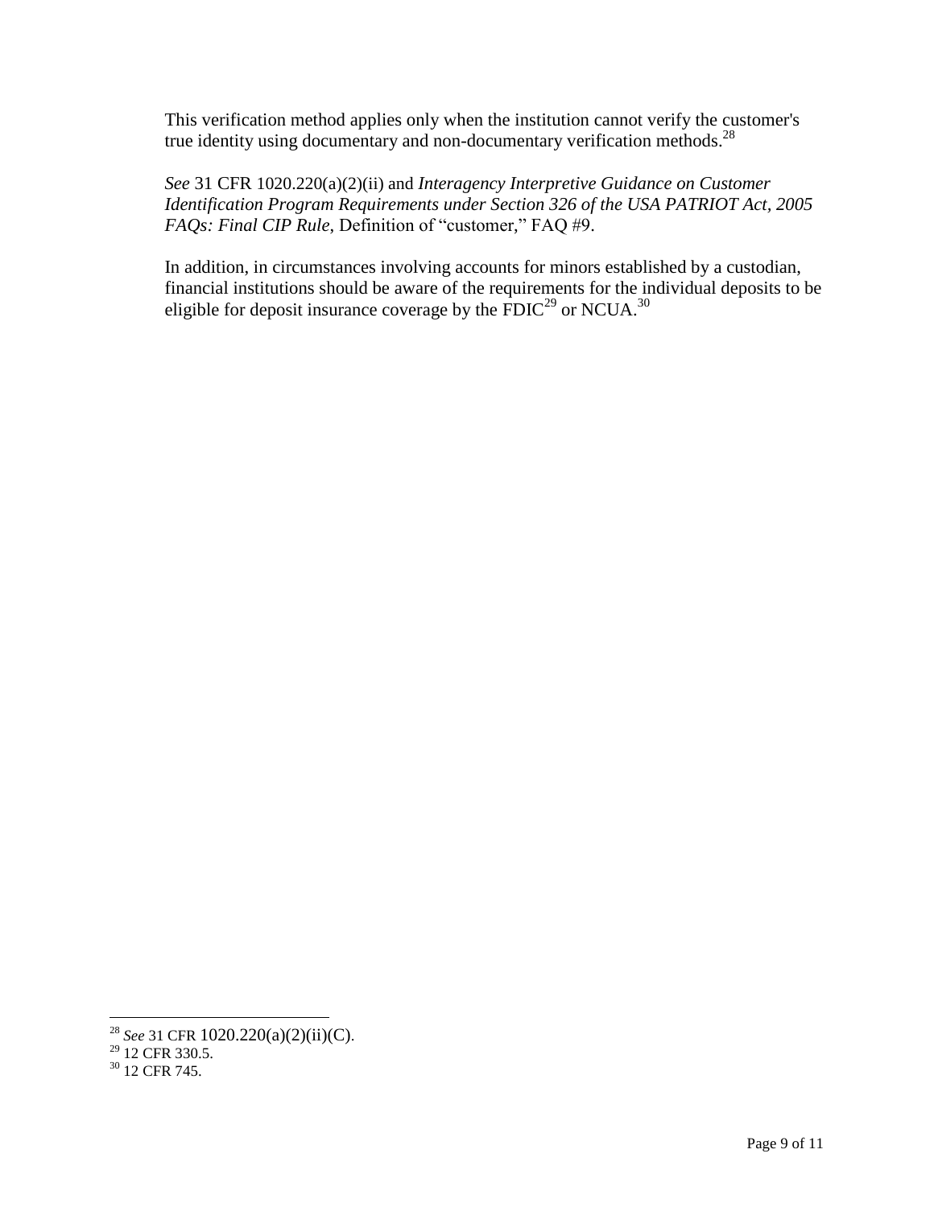This verification method applies only when the institution cannot verify the customer's true identity using documentary and non-documentary verification methods.[28]

*See* 31 CFR 1020.220(a)(2)(ii) and *Interagency Interpretive Guidance on Customer Identification Program Requirements under Section 326 of the USA PATRIOT Act, 2005 FAQs: Final CIP Rule*, Definition of "customer," FAQ #9.

In addition, in circumstances involving accounts for minors established by a custodian, financial institutions should be aware of the requirements for the individual deposits to be eligible for deposit insurance coverage by the FDIC[29] or NCUA.[30]

---

[28] *See* 31 CFR 1020.220(a)(2)(ii)(C).

[29] 12 CFR 330.5.

[30] 12 CFR 745.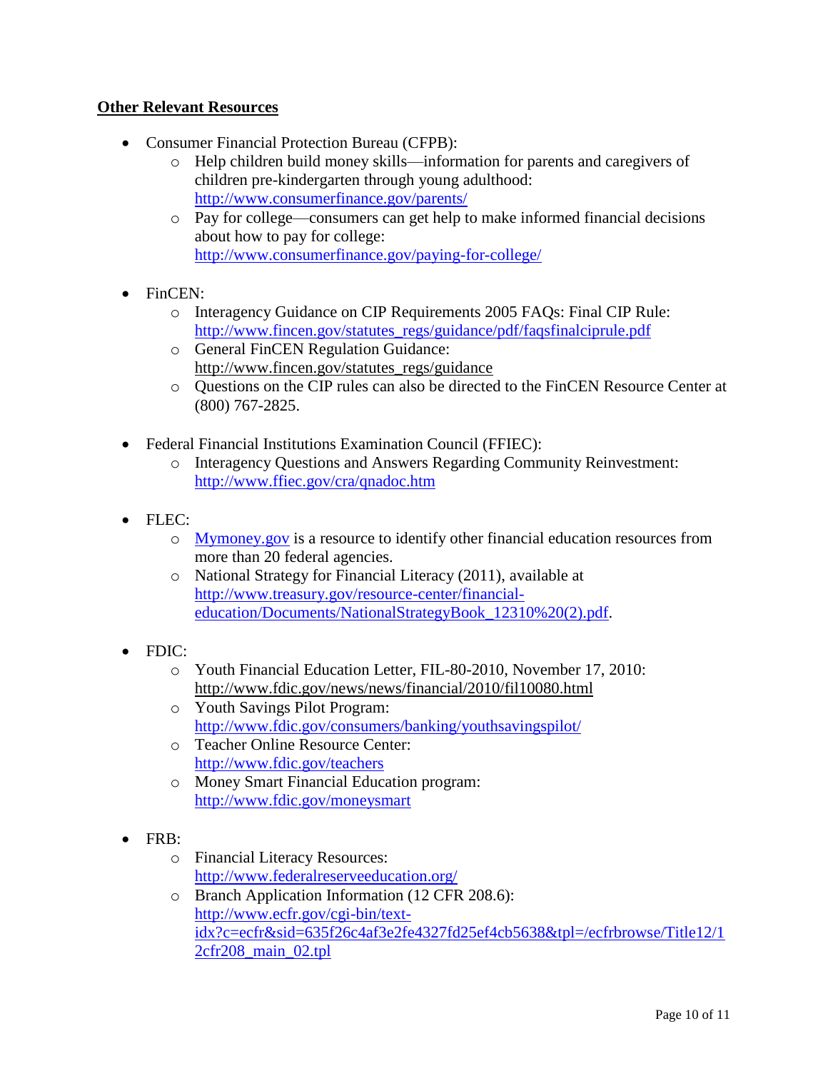**Other Relevant Resources**

- Consumer Financial Protection Bureau (CFPB):
  - Help children build money skills—information for parents and caregivers of children pre-kindergarten through young adulthood: http://www.consumerfinance.gov/parents/
  - Pay for college—consumers can get help to make informed financial decisions about how to pay for college: http://www.consumerfinance.gov/paying-for-college/

- FinCEN:
  - Interagency Guidance on CIP Requirements 2005 FAQs: Final CIP Rule: http://www.fincen.gov/statutes_regs/guidance/pdf/faqsfinalciprule.pdf
  - General FinCEN Regulation Guidance: http://www.fincen.gov/statutes_regs/guidance
  - Questions on the CIP rules can also be directed to the FinCEN Resource Center at (800) 767-2825.

- Federal Financial Institutions Examination Council (FFIEC):
  - Interagency Questions and Answers Regarding Community Reinvestment: http://www.ffiec.gov/cra/qnadoc.htm

- FLEC:
  - Mymoney.gov is a resource to identify other financial education resources from more than 20 federal agencies.
  - National Strategy for Financial Literacy (2011), available at http://www.treasury.gov/resource-center/financial-education/Documents/NationalStrategyBook_12310%20(2).pdf.

- FDIC:
  - Youth Financial Education Letter, FIL-80-2010, November 17, 2010: http://www.fdic.gov/news/news/financial/2010/fil10080.html
  - Youth Savings Pilot Program: http://www.fdic.gov/consumers/banking/youthsavingspilot/
  - Teacher Online Resource Center: http://www.fdic.gov/teachers
  - Money Smart Financial Education program: http://www.fdic.gov/moneysmart

- FRB:
  - Financial Literacy Resources: http://www.federalreserveeducation.org/
  - Branch Application Information (12 CFR 208.6): http://www.ecfr.gov/cgi-bin/text-idx?c=ecfr&sid=635f26c4af3e2fe4327fd25ef4cb5638&tpl=/ecfrbrowse/Title12/12cfr208_main_02.tpl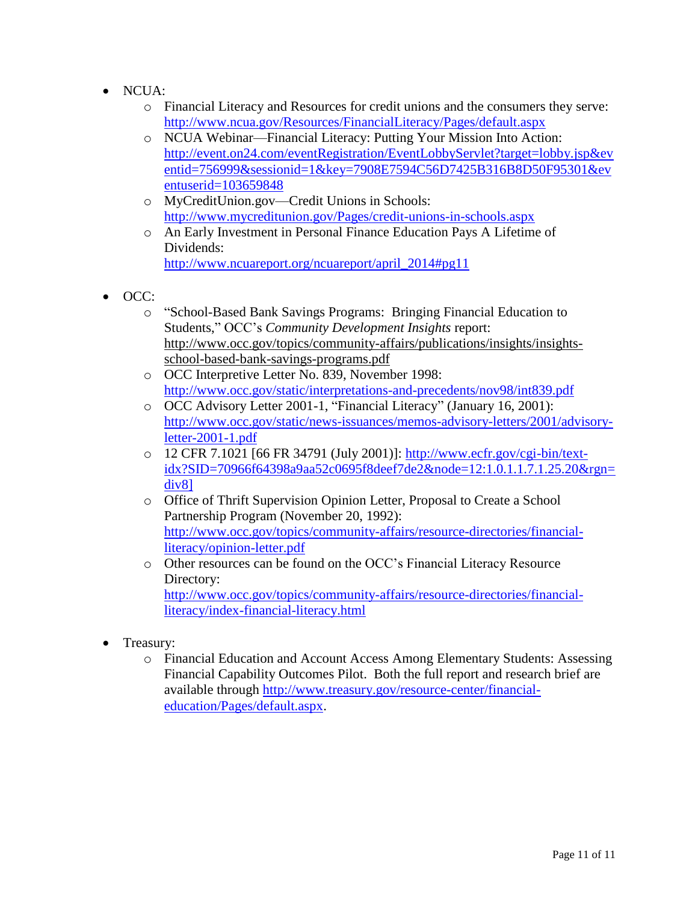- NCUA:
  - Financial Literacy and Resources for credit unions and the consumers they serve: http://www.ncua.gov/Resources/FinancialLiteracy/Pages/default.aspx
  - NCUA Webinar—Financial Literacy: Putting Your Mission Into Action: http://event.on24.com/eventRegistration/EventLobbyServlet?target=lobby.jsp&eventid=756999&sessionid=1&key=7908E7594C56D7425B316B8D50F95301&eventuserid=103659848
  - MyCreditUnion.gov—Credit Unions in Schools: http://www.mycreditunion.gov/Pages/credit-unions-in-schools.aspx
  - An Early Investment in Personal Finance Education Pays A Lifetime of Dividends: http://www.ncuareport.org/ncuareport/april_2014#pg11

- OCC:
  - "School-Based Bank Savings Programs: Bringing Financial Education to Students," OCC's *Community Development Insights* report: http://www.occ.gov/topics/community-affairs/publications/insights/insights-school-based-bank-savings-programs.pdf
  - OCC Interpretive Letter No. 839, November 1998: http://www.occ.gov/static/interpretations-and-precedents/nov98/int839.pdf
  - OCC Advisory Letter 2001-1, "Financial Literacy" (January 16, 2001): http://www.occ.gov/static/news-issuances/memos-advisory-letters/2001/advisory-letter-2001-1.pdf
  - 12 CFR 7.1021 [66 FR 34791 (July 2001)]: http://www.ecfr.gov/cgi-bin/text-idx?SID=70966f64398a9aa52c0695f8deef7de2&node=12:1.0.1.1.7.1.25.20&rgn=div8]
  - Office of Thrift Supervision Opinion Letter, Proposal to Create a School Partnership Program (November 20, 1992): http://www.occ.gov/topics/community-affairs/resource-directories/financial-literacy/opinion-letter.pdf
  - Other resources can be found on the OCC's Financial Literacy Resource Directory: http://www.occ.gov/topics/community-affairs/resource-directories/financial-literacy/index-financial-literacy.html

- Treasury:
  - Financial Education and Account Access Among Elementary Students: Assessing Financial Capability Outcomes Pilot. Both the full report and research brief are available through http://www.treasury.gov/resource-center/financial-education/Pages/default.aspx.